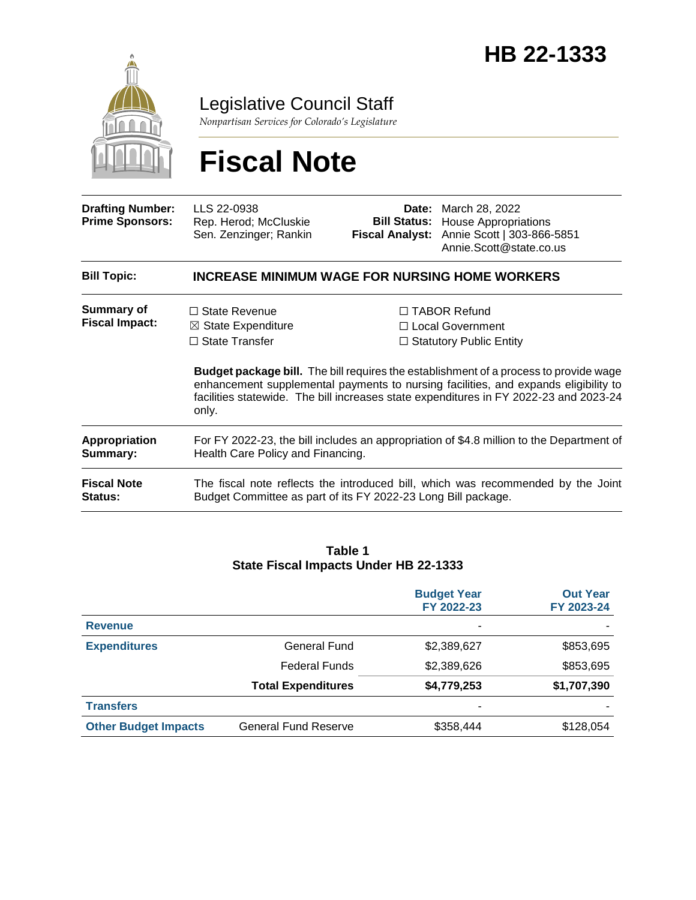# HB 22-1333

## Legislative Council Staff

*Nonpartisan Services for Colorado's Legislature*

# Fiscal Note

| | | | |
|---|---|---|---|
| **Drafting Number:** | LLS 22-0938 | **Date:** | March 28, 2022 |
| **Prime Sponsors:** | Rep. Herod; McCluskie<br>Sen. Zenzinger; Rankin | **Bill Status:** | House Appropriations |
| | | **Fiscal Analyst:** | Annie Scott \| 303-866-5851<br>Annie.Scott@state.co.us |

**Bill Topic:** **INCREASE MINIMUM WAGE FOR NURSING HOME WORKERS**

**Summary of Fiscal Impact:**

- ☐ State Revenue
- ☒ State Expenditure
- ☐ State Transfer
- ☐ TABOR Refund
- ☐ Local Government
- ☐ Statutory Public Entity

**Budget package bill.** The bill requires the establishment of a process to provide wage enhancement supplemental payments to nursing facilities, and expands eligibility to facilities statewide. The bill increases state expenditures in FY 2022-23 and 2023-24 only.

**Appropriation Summary:** For FY 2022-23, the bill includes an appropriation of $4.8 million to the Department of Health Care Policy and Financing.

**Fiscal Note Status:** The fiscal note reflects the introduced bill, which was recommended by the Joint Budget Committee as part of its FY 2022-23 Long Bill package.

**Table 1**
**State Fiscal Impacts Under HB 22-1333**

| | | Budget Year FY 2022-23 | Out Year FY 2023-24 |
|---|---|---|---|
| **Revenue** | | - | - |
| **Expenditures** | General Fund | $2,389,627 | $853,695 |
| | Federal Funds | $2,389,626 | $853,695 |
| | **Total Expenditures** | **$4,779,253** | **$1,707,390** |
| **Transfers** | | - | - |
| **Other Budget Impacts** | General Fund Reserve | $358,444 | $128,054 |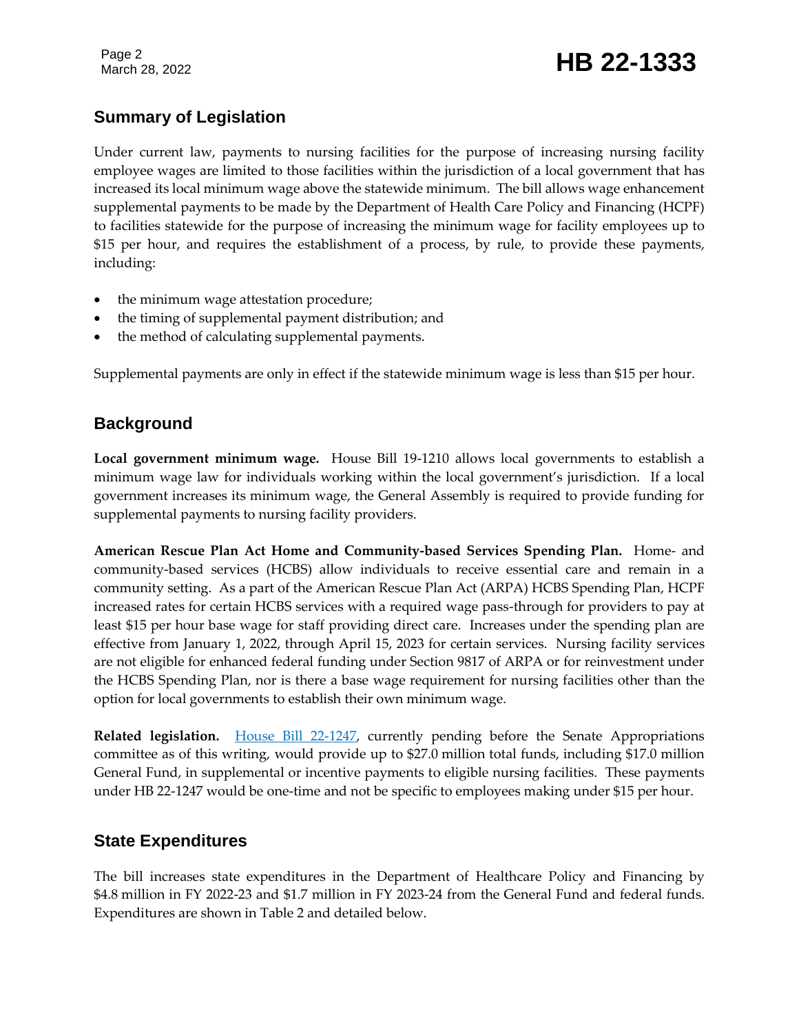## Summary of Legislation

Under current law, payments to nursing facilities for the purpose of increasing nursing facility employee wages are limited to those facilities within the jurisdiction of a local government that has increased its local minimum wage above the statewide minimum. The bill allows wage enhancement supplemental payments to be made by the Department of Health Care Policy and Financing (HCPF) to facilities statewide for the purpose of increasing the minimum wage for facility employees up to $15 per hour, and requires the establishment of a process, by rule, to provide these payments, including:

- the minimum wage attestation procedure;
- the timing of supplemental payment distribution; and
- the method of calculating supplemental payments.

Supplemental payments are only in effect if the statewide minimum wage is less than $15 per hour.

## Background

**Local government minimum wage.** House Bill 19-1210 allows local governments to establish a minimum wage law for individuals working within the local government's jurisdiction. If a local government increases its minimum wage, the General Assembly is required to provide funding for supplemental payments to nursing facility providers.

**American Rescue Plan Act Home and Community-based Services Spending Plan.** Home- and community-based services (HCBS) allow individuals to receive essential care and remain in a community setting. As a part of the American Rescue Plan Act (ARPA) HCBS Spending Plan, HCPF increased rates for certain HCBS services with a required wage pass-through for providers to pay at least $15 per hour base wage for staff providing direct care. Increases under the spending plan are effective from January 1, 2022, through April 15, 2023 for certain services. Nursing facility services are not eligible for enhanced federal funding under Section 9817 of ARPA or for reinvestment under the HCBS Spending Plan, nor is there a base wage requirement for nursing facilities other than the option for local governments to establish their own minimum wage.

**Related legislation.** House Bill 22-1247, currently pending before the Senate Appropriations committee as of this writing, would provide up to $27.0 million total funds, including $17.0 million General Fund, in supplemental or incentive payments to eligible nursing facilities. These payments under HB 22-1247 would be one-time and not be specific to employees making under $15 per hour.

## State Expenditures

The bill increases state expenditures in the Department of Healthcare Policy and Financing by $4.8 million in FY 2022-23 and $1.7 million in FY 2023-24 from the General Fund and federal funds. Expenditures are shown in Table 2 and detailed below.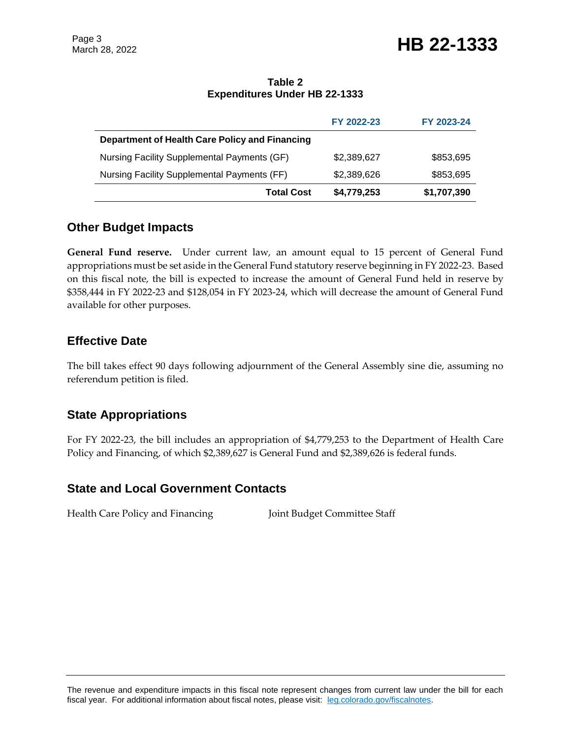**Table 2**
**Expenditures Under HB 22-1333**

| | FY 2022-23 | FY 2023-24 |
|---|---|---|
| **Department of Health Care Policy and Financing** | | |
| Nursing Facility Supplemental Payments (GF) | $2,389,627 | $853,695 |
| Nursing Facility Supplemental Payments (FF) | $2,389,626 | $853,695 |
| **Total Cost** | **$4,779,253** | **$1,707,390** |

## Other Budget Impacts

**General Fund reserve.** Under current law, an amount equal to 15 percent of General Fund appropriations must be set aside in the General Fund statutory reserve beginning in FY 2022-23. Based on this fiscal note, the bill is expected to increase the amount of General Fund held in reserve by $358,444 in FY 2022-23 and $128,054 in FY 2023-24, which will decrease the amount of General Fund available for other purposes.

## Effective Date

The bill takes effect 90 days following adjournment of the General Assembly sine die, assuming no referendum petition is filed.

## State Appropriations

For FY 2022-23, the bill includes an appropriation of $4,779,253 to the Department of Health Care Policy and Financing, of which $2,389,627 is General Fund and $2,389,626 is federal funds.

## State and Local Government Contacts

Health Care Policy and Financing

Joint Budget Committee Staff

The revenue and expenditure impacts in this fiscal note represent changes from current law under the bill for each fiscal year. For additional information about fiscal notes, please visit: leg.colorado.gov/fiscalnotes.